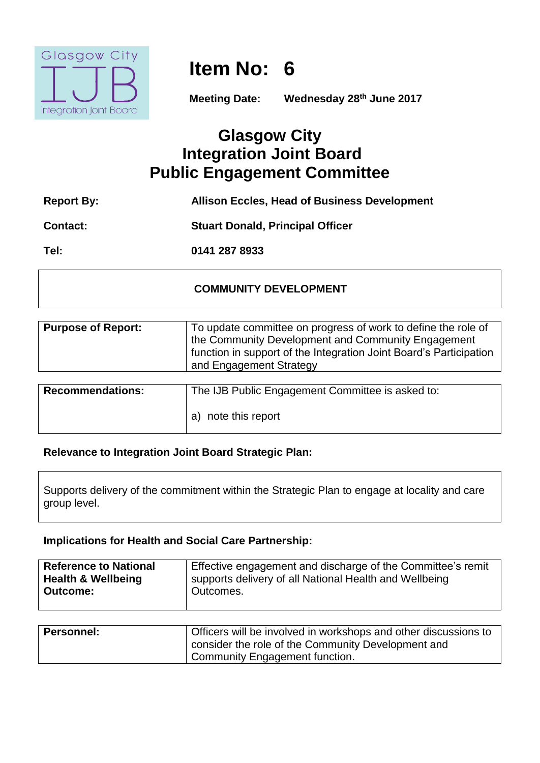# Item No: 6

**Meeting Date:** **Wednesday 28th June 2017**

## Glasgow City
## Integration Joint Board
## Public Engagement Committee

| | |
|---|---|
| **Report By:** | **Allison Eccles, Head of Business Development** |
| **Contact:** | **Stuart Donald, Principal Officer** |
| **Tel:** | **0141 287 8933** |

**COMMUNITY DEVELOPMENT**

| | |
|---|---|
| **Purpose of Report:** | To update committee on progress of work to define the role of the Community Development and Community Engagement function in support of the Integration Joint Board's Participation and Engagement Strategy |

| | |
|---|---|
| **Recommendations:** | The IJB Public Engagement Committee is asked to:<br><br>a) note this report |

**Relevance to Integration Joint Board Strategic Plan:**

Supports delivery of the commitment within the Strategic Plan to engage at locality and care group level.

**Implications for Health and Social Care Partnership:**

| | |
|---|---|
| **Reference to National Health & Wellbeing Outcome:** | Effective engagement and discharge of the Committee's remit supports delivery of all National Health and Wellbeing Outcomes. |

| | |
|---|---|
| **Personnel:** | Officers will be involved in workshops and other discussions to consider the role of the Community Development and Community Engagement function. |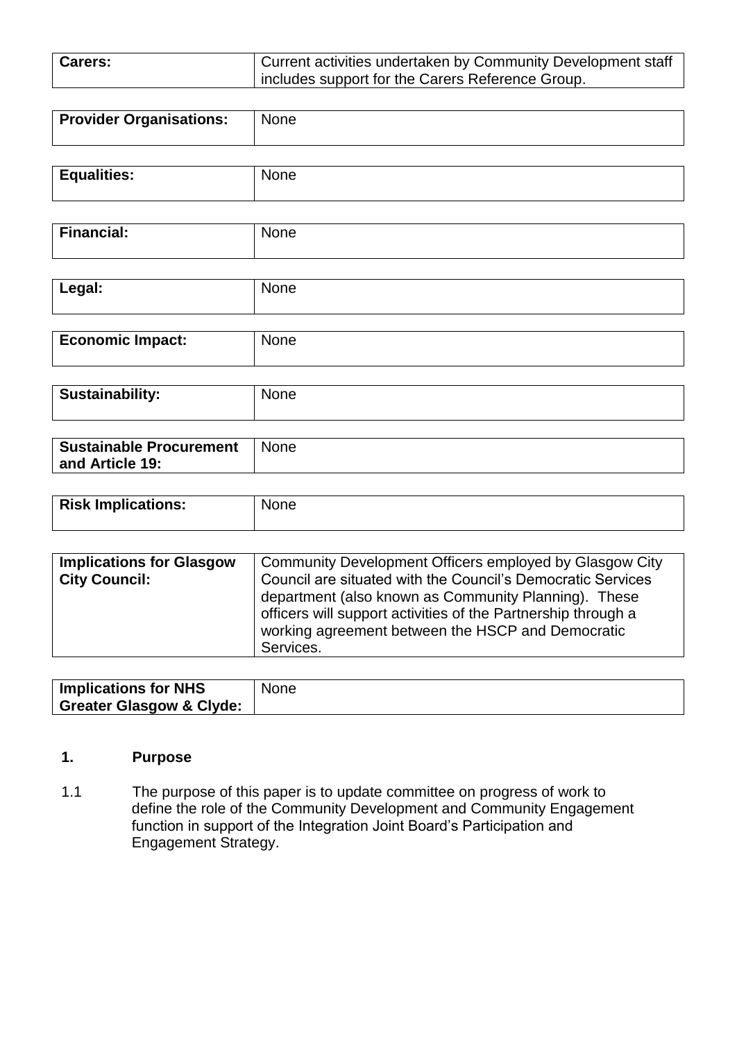| | |
|---|---|
| **Carers:** | Current activities undertaken by Community Development staff includes support for the Carers Reference Group. |

| | |
|---|---|
| **Provider Organisations:** | None |

| | |
|---|---|
| **Equalities:** | None |

| | |
|---|---|
| **Financial:** | None |

| | |
|---|---|
| **Legal:** | None |

| | |
|---|---|
| **Economic Impact:** | None |

| | |
|---|---|
| **Sustainability:** | None |

| | |
|---|---|
| **Sustainable Procurement and Article 19:** | None |

| | |
|---|---|
| **Risk Implications:** | None |

| | |
|---|---|
| **Implications for Glasgow City Council:** | Community Development Officers employed by Glasgow City Council are situated with the Council's Democratic Services department (also known as Community Planning). These officers will support activities of the Partnership through a working agreement between the HSCP and Democratic Services. |

| | |
|---|---|
| **Implications for NHS Greater Glasgow & Clyde:** | None |

## 1. Purpose

1.1 The purpose of this paper is to update committee on progress of work to define the role of the Community Development and Community Engagement function in support of the Integration Joint Board's Participation and Engagement Strategy.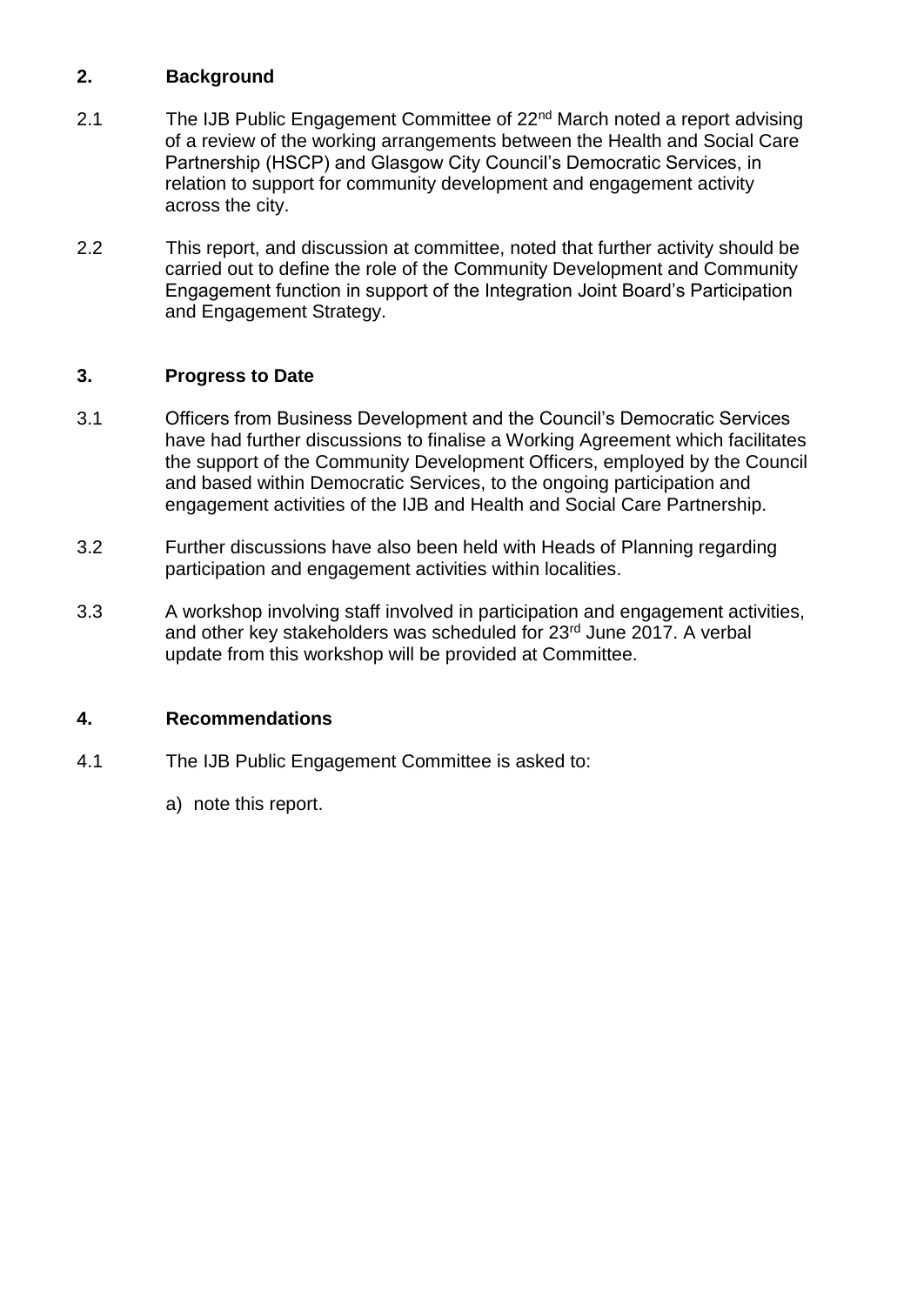## 2. Background

2.1 The IJB Public Engagement Committee of 22nd March noted a report advising of a review of the working arrangements between the Health and Social Care Partnership (HSCP) and Glasgow City Council's Democratic Services, in relation to support for community development and engagement activity across the city.

2.2 This report, and discussion at committee, noted that further activity should be carried out to define the role of the Community Development and Community Engagement function in support of the Integration Joint Board's Participation and Engagement Strategy.

## 3. Progress to Date

3.1 Officers from Business Development and the Council's Democratic Services have had further discussions to finalise a Working Agreement which facilitates the support of the Community Development Officers, employed by the Council and based within Democratic Services, to the ongoing participation and engagement activities of the IJB and Health and Social Care Partnership.

3.2 Further discussions have also been held with Heads of Planning regarding participation and engagement activities within localities.

3.3 A workshop involving staff involved in participation and engagement activities, and other key stakeholders was scheduled for 23rd June 2017. A verbal update from this workshop will be provided at Committee.

## 4. Recommendations

4.1 The IJB Public Engagement Committee is asked to:

a) note this report.